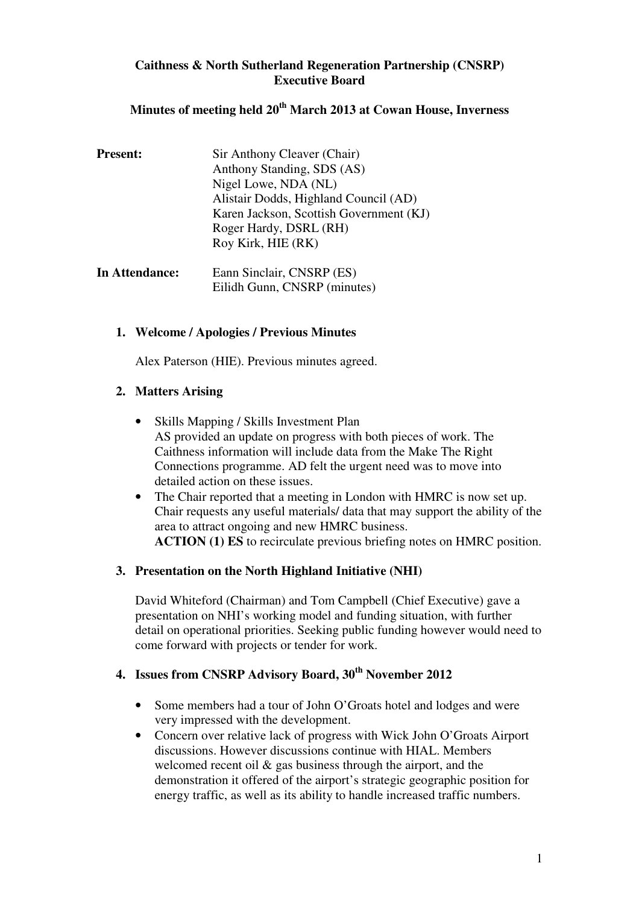**Caithness & North Sutherland Regeneration Partnership (CNSRP)**
**Executive Board**

**Minutes of meeting held 20th March 2013 at Cowan House, Inverness**

**Present:** Sir Anthony Cleaver (Chair)
Anthony Standing, SDS (AS)
Nigel Lowe, NDA (NL)
Alistair Dodds, Highland Council (AD)
Karen Jackson, Scottish Government (KJ)
Roger Hardy, DSRL (RH)
Roy Kirk, HIE (RK)

**In Attendance:** Eann Sinclair, CNSRP (ES)
Eilidh Gunn, CNSRP (minutes)

1. **Welcome / Apologies / Previous Minutes**

   Alex Paterson (HIE). Previous minutes agreed.

2. **Matters Arising**

   - Skills Mapping / Skills Investment Plan
     AS provided an update on progress with both pieces of work. The Caithness information will include data from the Make The Right Connections programme. AD felt the urgent need was to move into detailed action on these issues.
   - The Chair reported that a meeting in London with HMRC is now set up. Chair requests any useful materials/ data that may support the ability of the area to attract ongoing and new HMRC business.
     **ACTION (1) ES** to recirculate previous briefing notes on HMRC position.

3. **Presentation on the North Highland Initiative (NHI)**

   David Whiteford (Chairman) and Tom Campbell (Chief Executive) gave a presentation on NHI's working model and funding situation, with further detail on operational priorities. Seeking public funding however would need to come forward with projects or tender for work.

4. **Issues from CNSRP Advisory Board, 30th November 2012**

   - Some members had a tour of John O'Groats hotel and lodges and were very impressed with the development.
   - Concern over relative lack of progress with Wick John O'Groats Airport discussions. However discussions continue with HIAL. Members welcomed recent oil & gas business through the airport, and the demonstration it offered of the airport's strategic geographic position for energy traffic, as well as its ability to handle increased traffic numbers.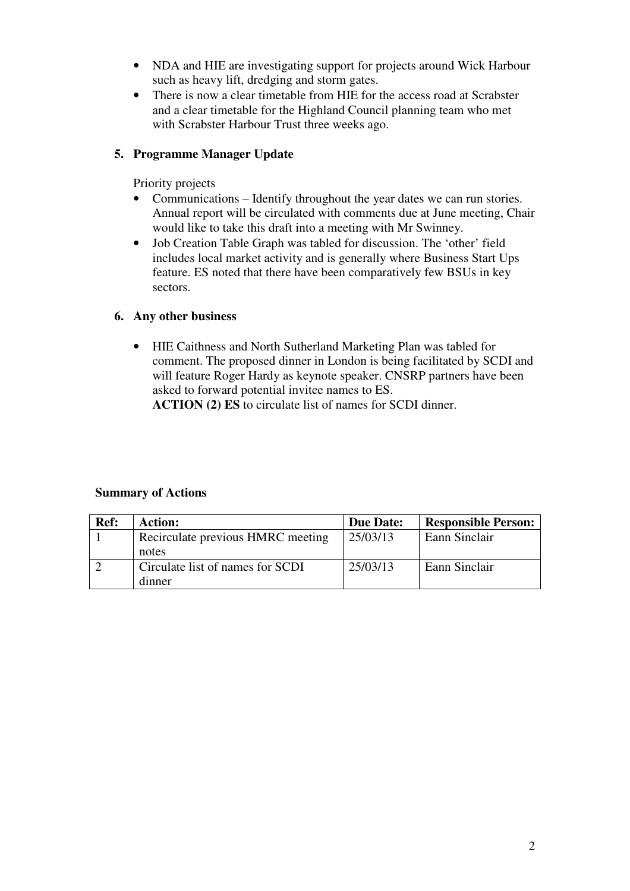- NDA and HIE are investigating support for projects around Wick Harbour such as heavy lift, dredging and storm gates.
- There is now a clear timetable from HIE for the access road at Scrabster and a clear timetable for the Highland Council planning team who met with Scrabster Harbour Trust three weeks ago.

## 5. Programme Manager Update

Priority projects

- Communications – Identify throughout the year dates we can run stories. Annual report will be circulated with comments due at June meeting, Chair would like to take this draft into a meeting with Mr Swinney.
- Job Creation Table Graph was tabled for discussion. The 'other' field includes local market activity and is generally where Business Start Ups feature. ES noted that there have been comparatively few BSUs in key sectors.

## 6. Any other business

- HIE Caithness and North Sutherland Marketing Plan was tabled for comment. The proposed dinner in London is being facilitated by SCDI and will feature Roger Hardy as keynote speaker. CNSRP partners have been asked to forward potential invitee names to ES.
  **ACTION (2) ES** to circulate list of names for SCDI dinner.

**Summary of Actions**

| Ref: | Action: | Due Date: | Responsible Person: |
|---|---|---|---|
| 1 | Recirculate previous HMRC meeting notes | 25/03/13 | Eann Sinclair |
| 2 | Circulate list of names for SCDI dinner | 25/03/13 | Eann Sinclair |